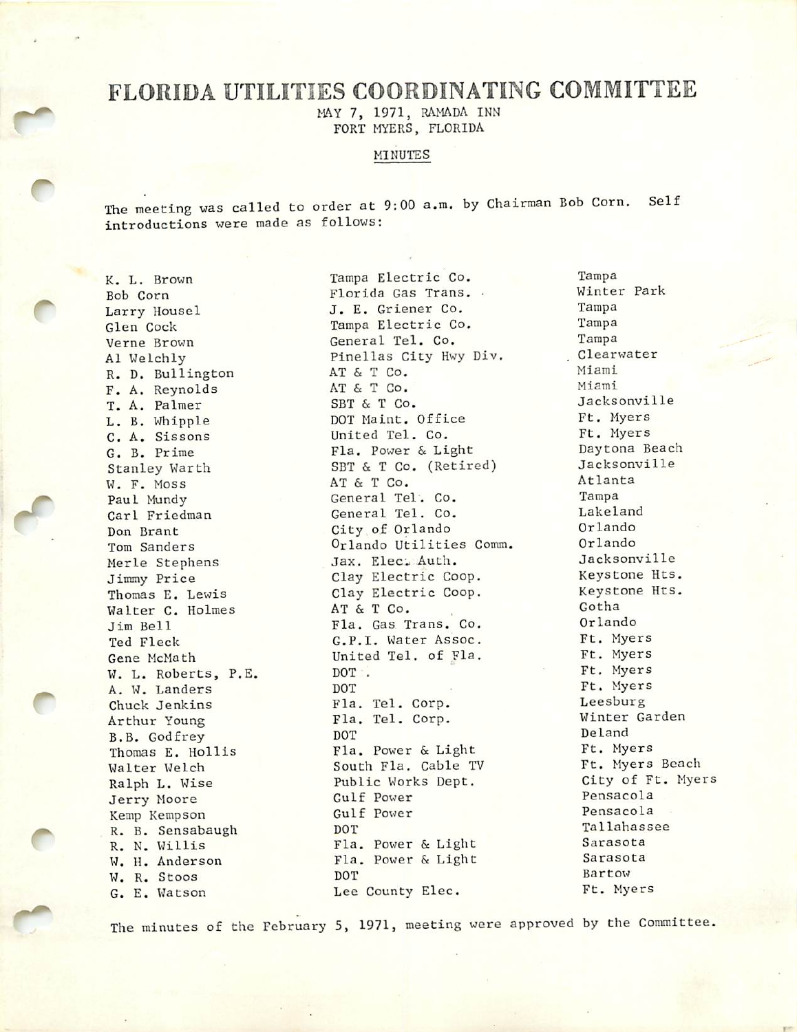# FLORIDA UTILITIES COORDINATING COMMITTEE

MAY 7, 1971, RAMADA INN
FORT MYERS, FLORIDA

MINUTES

The meeting was called to order at 9:00 a.m. by Chairman Bob Corn. Self introductions were made as follows:

| | | |
|---|---|---|
| K. L. Brown | Tampa Electric Co. | Tampa |
| Bob Corn | Florida Gas Trans. | Winter Park |
| Larry Housel | J. E. Griener Co. | Tampa |
| Glen Cock | Tampa Electric Co. | Tampa |
| Verne Brown | General Tel. Co. | Tampa |
| Al Welchly | Pinellas City Hwy Div. | Clearwater |
| R. D. Bullington | AT & T Co. | Miami |
| F. A. Reynolds | AT & T Co. | Miami |
| T. A. Palmer | SBT & T Co. | Jacksonville |
| L. B. Whipple | DOT Maint. Office | Ft. Myers |
| C. A. Sissons | United Tel. Co. | Ft. Myers |
| G. B. Prime | Fla. Power & Light | Daytona Beach |
| Stanley Warth | SBT & T Co. (Retired) | Jacksonville |
| W. F. Moss | AT & T Co. | Atlanta |
| Paul Mundy | General Tel. Co. | Tampa |
| Carl Friedman | General Tel. Co. | Lakeland |
| Don Brant | City of Orlando | Orlando |
| Tom Sanders | Orlando Utilities Comm. | Orlando |
| Merle Stephens | Jax. Elec. Auth. | Jacksonville |
| Jimmy Price | Clay Electric Coop. | Keystone Hts. |
| Thomas E. Lewis | Clay Electric Coop. | Keystone Hts. |
| Walter C. Holmes | AT & T Co. | Gotha |
| Jim Bell | Fla. Gas Trans. Co. | Orlando |
| Ted Fleck | G.P.I. Water Assoc. | Ft. Myers |
| Gene McMath | United Tel. of Fla. | Ft. Myers |
| W. L. Roberts, P.E. | DOT | Ft. Myers |
| A. W. Landers | DOT | Ft. Myers |
| Chuck Jenkins | Fla. Tel. Corp. | Leesburg |
| Arthur Young | Fla. Tel. Corp. | Winter Garden |
| B.B. Godfrey | DOT | Deland |
| Thomas E. Hollis | Fla. Power & Light | Ft. Myers |
| Walter Welch | South Fla. Cable TV | Ft. Myers Beach |
| Ralph L. Wise | Public Works Dept. | City of Ft. Myers |
| Jerry Moore | Gulf Power | Pensacola |
| Kemp Kempson | Gulf Power | Pensacola |
| R. B. Sensabaugh | DOT | Tallahassee |
| R. N. Willis | Fla. Power & Light | Sarasota |
| W. H. Anderson | Fla. Power & Light | Sarasota |
| W. R. Stoos | DOT | Bartow |
| G. E. Watson | Lee County Elec. | Ft. Myers |

The minutes of the February 5, 1971, meeting were approved by the Committee.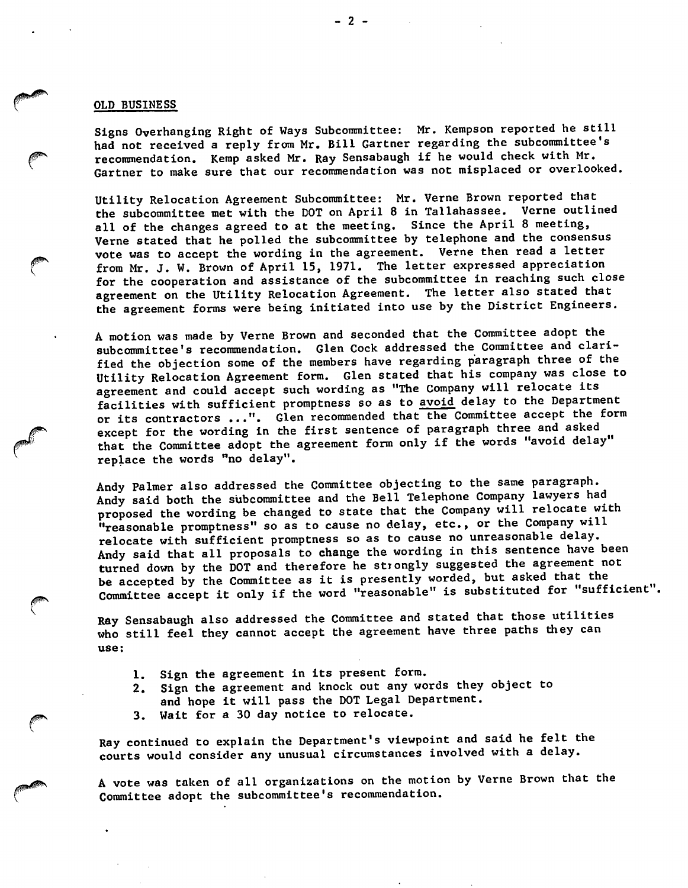## OLD BUSINESS

Signs Overhanging Right of Ways Subcommittee: Mr. Kempson reported he still had not received a reply from Mr. Bill Gartner regarding the subcommittee's recommendation. Kemp asked Mr. Ray Sensabaugh if he would check with Mr. Gartner to make sure that our recommendation was not misplaced or overlooked.

Utility Relocation Agreement Subcommittee: Mr. Verne Brown reported that the subcommittee met with the DOT on April 8 in Tallahassee. Verne outlined all of the changes agreed to at the meeting. Since the April 8 meeting, Verne stated that he polled the subcommittee by telephone and the consensus vote was to accept the wording in the agreement. Verne then read a letter from Mr. J. W. Brown of April 15, 1971. The letter expressed appreciation for the cooperation and assistance of the subcommittee in reaching such close agreement on the Utility Relocation Agreement. The letter also stated that the agreement forms were being initiated into use by the District Engineers.

A motion was made by Verne Brown and seconded that the Committee adopt the subcommittee's recommendation. Glen Cock addressed the Committee and clarified the objection some of the members have regarding paragraph three of the Utility Relocation Agreement form. Glen stated that his company was close to agreement and could accept such wording as "The Company will relocate its facilities with sufficient promptness so as to avoid delay to the Department or its contractors ...". Glen recommended that the Committee accept the form except for the wording in the first sentence of paragraph three and asked that the Committee adopt the agreement form only if the words "avoid delay" replace the words "no delay".

Andy Palmer also addressed the Committee objecting to the same paragraph. Andy said both the subcommittee and the Bell Telephone Company lawyers had proposed the wording be changed to state that the Company will relocate with "reasonable promptness" so as to cause no delay, etc., or the Company will relocate with sufficient promptness so as to cause no unreasonable delay. Andy said that all proposals to change the wording in this sentence have been turned down by the DOT and therefore he strongly suggested the agreement not be accepted by the Committee as it is presently worded, but asked that the Committee accept it only if the word "reasonable" is substituted for "sufficient".

Ray Sensabaugh also addressed the Committee and stated that those utilities who still feel they cannot accept the agreement have three paths they can use:

1. Sign the agreement in its present form.
2. Sign the agreement and knock out any words they object to and hope it will pass the DOT Legal Department.
3. Wait for a 30 day notice to relocate.

Ray continued to explain the Department's viewpoint and said he felt the courts would consider any unusual circumstances involved with a delay.

A vote was taken of all organizations on the motion by Verne Brown that the Committee adopt the subcommittee's recommendation.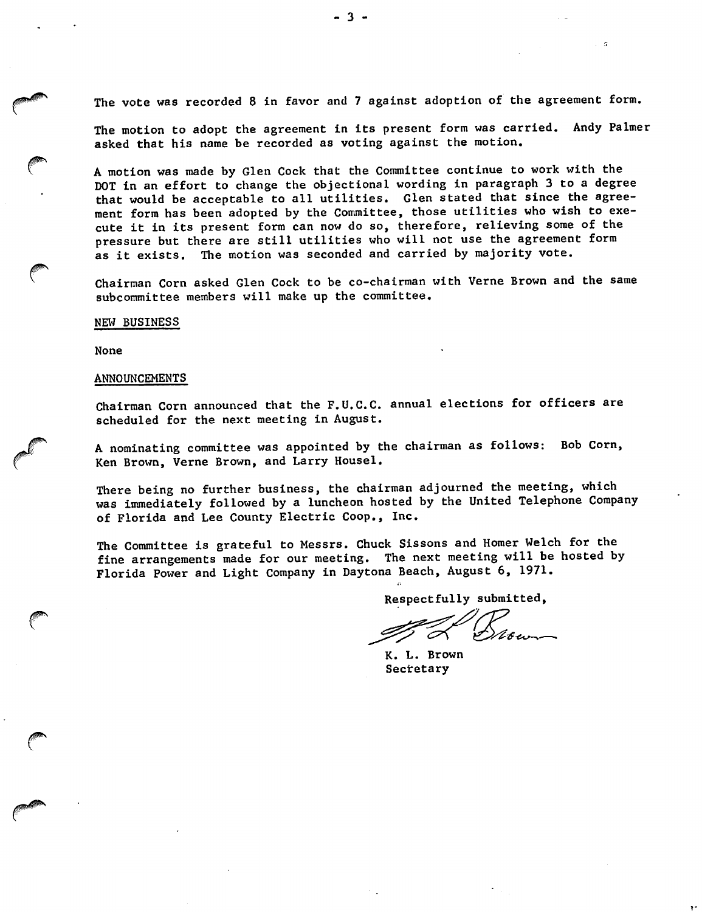The vote was recorded 8 in favor and 7 against adoption of the agreement form.

The motion to adopt the agreement in its present form was carried. Andy Palmer asked that his name be recorded as voting against the motion.

A motion was made by Glen Cock that the Committee continue to work with the DOT in an effort to change the objectional wording in paragraph 3 to a degree that would be acceptable to all utilities. Glen stated that since the agreement form has been adopted by the Committee, those utilities who wish to execute it in its present form can now do so, therefore, relieving some of the pressure but there are still utilities who will not use the agreement form as it exists. The motion was seconded and carried by majority vote.

Chairman Corn asked Glen Cock to be co-chairman with Verne Brown and the same subcommittee members will make up the committee.

NEW BUSINESS

None

ANNOUNCEMENTS

Chairman Corn announced that the F.U.C.C. annual elections for officers are scheduled for the next meeting in August.

A nominating committee was appointed by the chairman as follows: Bob Corn, Ken Brown, Verne Brown, and Larry Housel.

There being no further business, the chairman adjourned the meeting, which was immediately followed by a luncheon hosted by the United Telephone Company of Florida and Lee County Electric Coop., Inc.

The Committee is grateful to Messrs. Chuck Sissons and Homer Welch for the fine arrangements made for our meeting. The next meeting will be hosted by Florida Power and Light Company in Daytona Beach, August 6, 1971.

Respectfully submitted,

K. L. Brown
Secretary